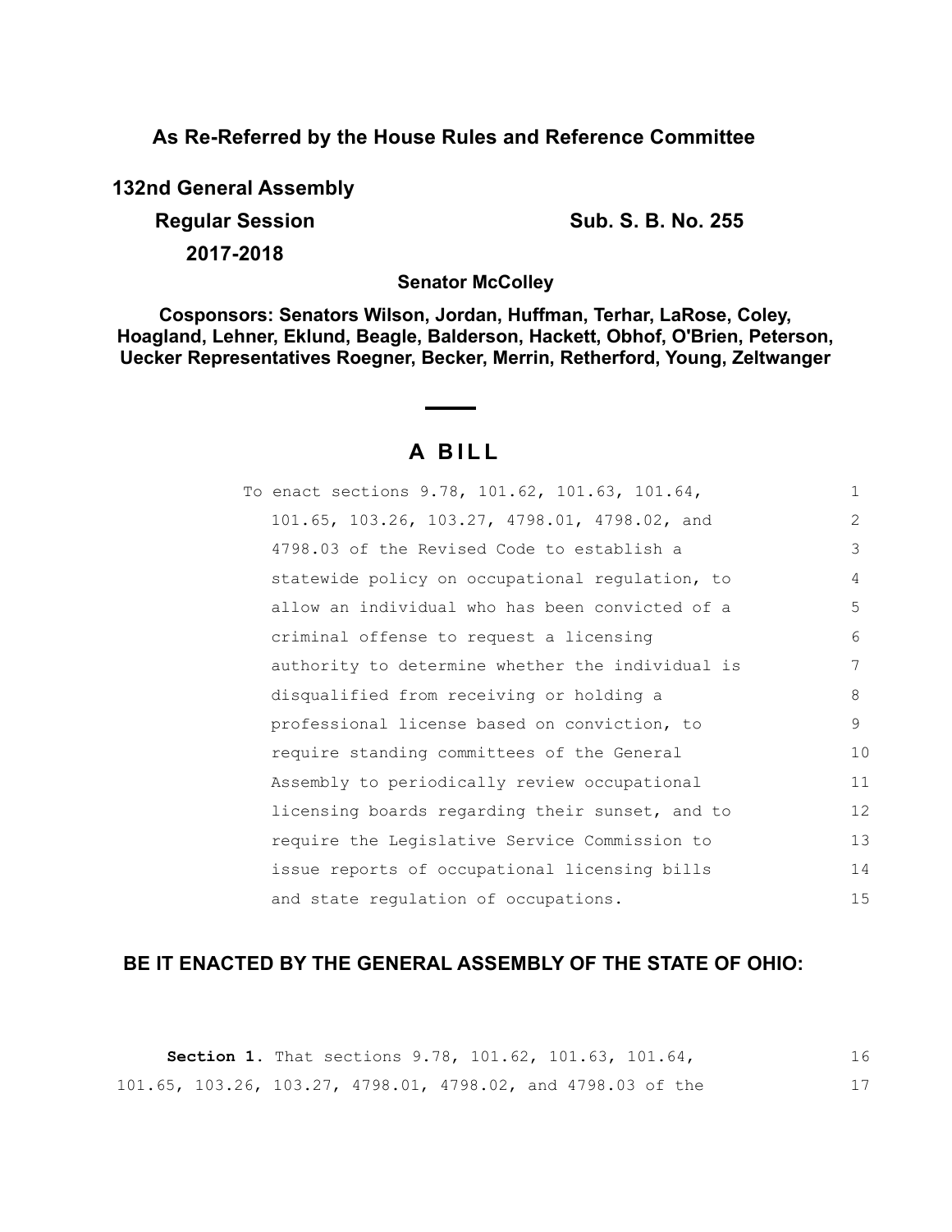**As Re-Referred by the House Rules and Reference Committee**

**132nd General Assembly**

**Regular Session** **Sub. S. B. No. 255**

**2017-2018**

**Senator McColley**

**Cosponsors: Senators Wilson, Jordan, Huffman, Terhar, LaRose, Coley, Hoagland, Lehner, Eklund, Beagle, Balderson, Hackett, Obhof, O'Brien, Peterson, Uecker Representatives Roegner, Becker, Merrin, Retherford, Young, Zeltwanger**

# A BILL

To enact sections 9.78, 101.62, 101.63, 101.64, 101.65, 103.26, 103.27, 4798.01, 4798.02, and 4798.03 of the Revised Code to establish a statewide policy on occupational regulation, to allow an individual who has been convicted of a criminal offense to request a licensing authority to determine whether the individual is disqualified from receiving or holding a professional license based on conviction, to require standing committees of the General Assembly to periodically review occupational licensing boards regarding their sunset, and to require the Legislative Service Commission to issue reports of occupational licensing bills and state regulation of occupations.

**BE IT ENACTED BY THE GENERAL ASSEMBLY OF THE STATE OF OHIO:**

**Section 1.** That sections 9.78, 101.62, 101.63, 101.64, 101.65, 103.26, 103.27, 4798.01, 4798.02, and 4798.03 of the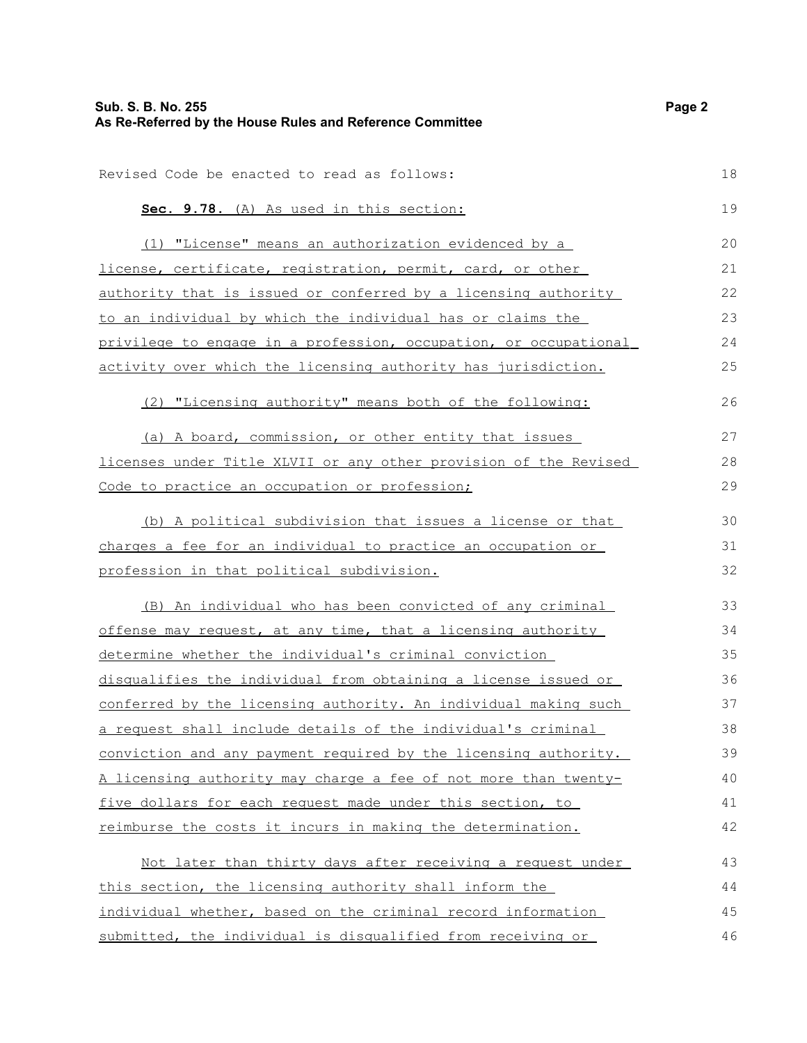Revised Code be enacted to read as follows:

**Sec. 9.78.** (A) As used in this section:

(1) "License" means an authorization evidenced by a license, certificate, registration, permit, card, or other authority that is issued or conferred by a licensing authority to an individual by which the individual has or claims the privilege to engage in a profession, occupation, or occupational activity over which the licensing authority has jurisdiction.

(2) "Licensing authority" means both of the following:

(a) A board, commission, or other entity that issues licenses under Title XLVII or any other provision of the Revised Code to practice an occupation or profession;

(b) A political subdivision that issues a license or that charges a fee for an individual to practice an occupation or profession in that political subdivision.

(B) An individual who has been convicted of any criminal offense may request, at any time, that a licensing authority determine whether the individual's criminal conviction disqualifies the individual from obtaining a license issued or conferred by the licensing authority. An individual making such a request shall include details of the individual's criminal conviction and any payment required by the licensing authority. A licensing authority may charge a fee of not more than twenty-five dollars for each request made under this section, to reimburse the costs it incurs in making the determination.

Not later than thirty days after receiving a request under this section, the licensing authority shall inform the individual whether, based on the criminal record information submitted, the individual is disqualified from receiving or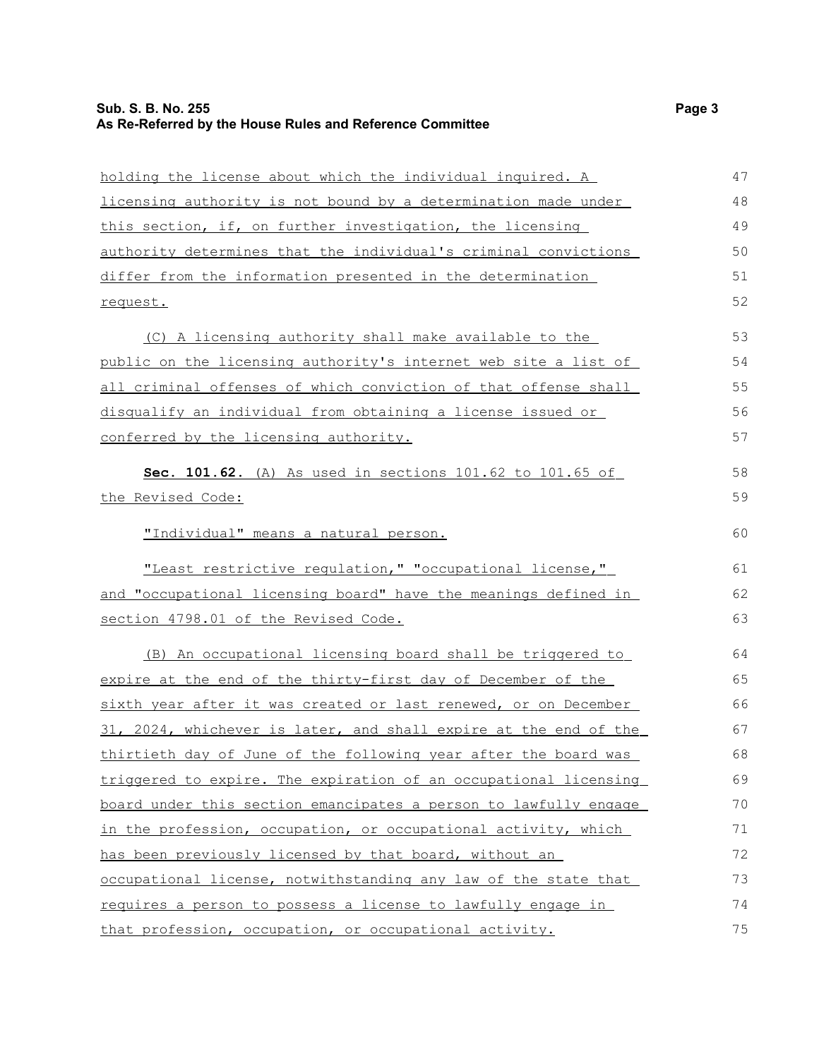holding the license about which the individual inquired. A licensing authority is not bound by a determination made under this section, if, on further investigation, the licensing authority determines that the individual's criminal convictions differ from the information presented in the determination request.

(C) A licensing authority shall make available to the public on the licensing authority's internet web site a list of all criminal offenses of which conviction of that offense shall disqualify an individual from obtaining a license issued or conferred by the licensing authority.

**Sec. 101.62.** (A) As used in sections 101.62 to 101.65 of the Revised Code:

"Individual" means a natural person.

"Least restrictive regulation," "occupational license," and "occupational licensing board" have the meanings defined in section 4798.01 of the Revised Code.

(B) An occupational licensing board shall be triggered to expire at the end of the thirty-first day of December of the sixth year after it was created or last renewed, or on December 31, 2024, whichever is later, and shall expire at the end of the thirtieth day of June of the following year after the board was triggered to expire. The expiration of an occupational licensing board under this section emancipates a person to lawfully engage in the profession, occupation, or occupational activity, which has been previously licensed by that board, without an occupational license, notwithstanding any law of the state that requires a person to possess a license to lawfully engage in that profession, occupation, or occupational activity.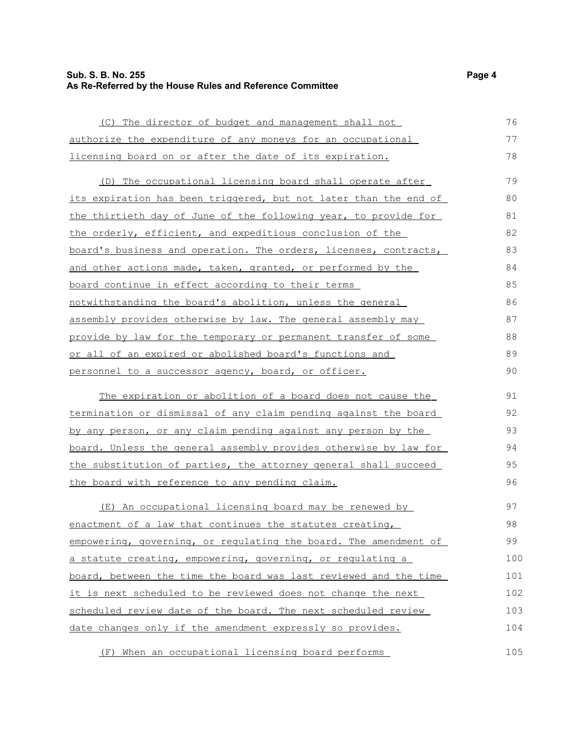(C) The director of budget and management shall not authorize the expenditure of any moneys for an occupational licensing board on or after the date of its expiration.

(D) The occupational licensing board shall operate after its expiration has been triggered, but not later than the end of the thirtieth day of June of the following year, to provide for the orderly, efficient, and expeditious conclusion of the board's business and operation. The orders, licenses, contracts, and other actions made, taken, granted, or performed by the board continue in effect according to their terms notwithstanding the board's abolition, unless the general assembly provides otherwise by law. The general assembly may provide by law for the temporary or permanent transfer of some or all of an expired or abolished board's functions and personnel to a successor agency, board, or officer.

The expiration or abolition of a board does not cause the termination or dismissal of any claim pending against the board by any person, or any claim pending against any person by the board. Unless the general assembly provides otherwise by law for the substitution of parties, the attorney general shall succeed the board with reference to any pending claim.

(E) An occupational licensing board may be renewed by enactment of a law that continues the statutes creating, empowering, governing, or regulating the board. The amendment of a statute creating, empowering, governing, or regulating a board, between the time the board was last reviewed and the time it is next scheduled to be reviewed does not change the next scheduled review date of the board. The next scheduled review date changes only if the amendment expressly so provides.

(F) When an occupational licensing board performs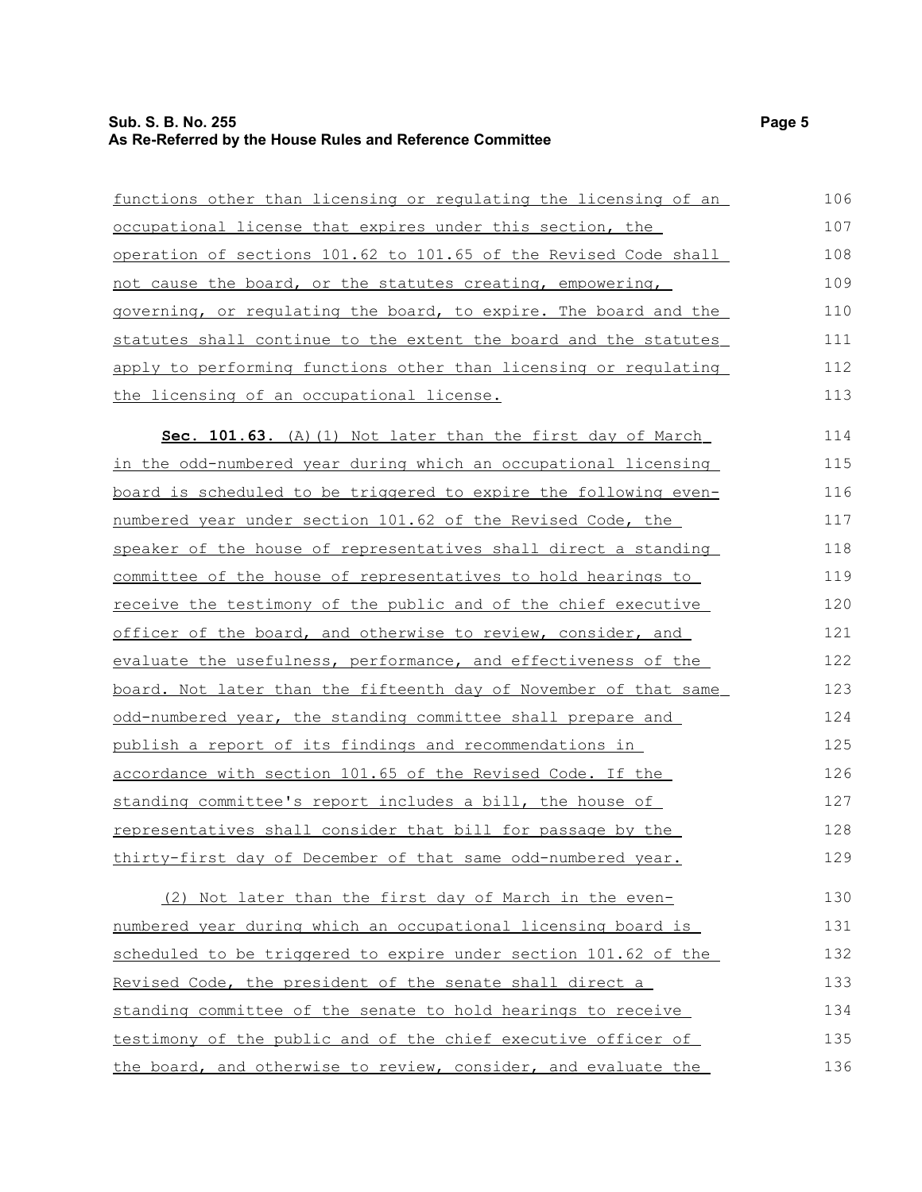functions other than licensing or regulating the licensing of an occupational license that expires under this section, the operation of sections 101.62 to 101.65 of the Revised Code shall not cause the board, or the statutes creating, empowering, governing, or regulating the board, to expire. The board and the statutes shall continue to the extent the board and the statutes apply to performing functions other than licensing or regulating the licensing of an occupational license.

**Sec. 101.63.** (A)(1) Not later than the first day of March in the odd-numbered year during which an occupational licensing board is scheduled to be triggered to expire the following even-numbered year under section 101.62 of the Revised Code, the speaker of the house of representatives shall direct a standing committee of the house of representatives to hold hearings to receive the testimony of the public and of the chief executive officer of the board, and otherwise to review, consider, and evaluate the usefulness, performance, and effectiveness of the board. Not later than the fifteenth day of November of that same odd-numbered year, the standing committee shall prepare and publish a report of its findings and recommendations in accordance with section 101.65 of the Revised Code. If the standing committee's report includes a bill, the house of representatives shall consider that bill for passage by the thirty-first day of December of that same odd-numbered year.

(2) Not later than the first day of March in the even-numbered year during which an occupational licensing board is scheduled to be triggered to expire under section 101.62 of the Revised Code, the president of the senate shall direct a standing committee of the senate to hold hearings to receive testimony of the public and of the chief executive officer of the board, and otherwise to review, consider, and evaluate the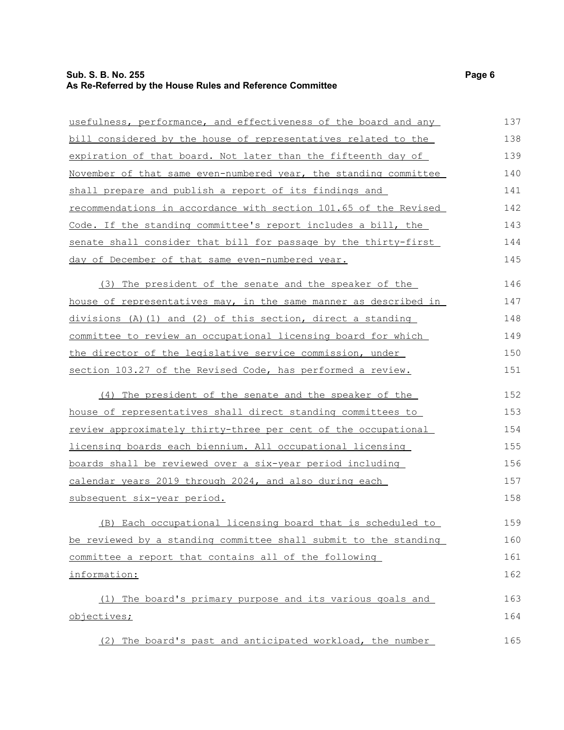usefulness, performance, and effectiveness of the board and any bill considered by the house of representatives related to the expiration of that board. Not later than the fifteenth day of November of that same even-numbered year, the standing committee shall prepare and publish a report of its findings and recommendations in accordance with section 101.65 of the Revised Code. If the standing committee's report includes a bill, the senate shall consider that bill for passage by the thirty-first day of December of that same even-numbered year.

(3) The president of the senate and the speaker of the house of representatives may, in the same manner as described in divisions (A)(1) and (2) of this section, direct a standing committee to review an occupational licensing board for which the director of the legislative service commission, under section 103.27 of the Revised Code, has performed a review.

(4) The president of the senate and the speaker of the house of representatives shall direct standing committees to review approximately thirty-three per cent of the occupational licensing boards each biennium. All occupational licensing boards shall be reviewed over a six-year period including calendar years 2019 through 2024, and also during each subsequent six-year period.

(B) Each occupational licensing board that is scheduled to be reviewed by a standing committee shall submit to the standing committee a report that contains all of the following information:

(1) The board's primary purpose and its various goals and objectives;

(2) The board's past and anticipated workload, the number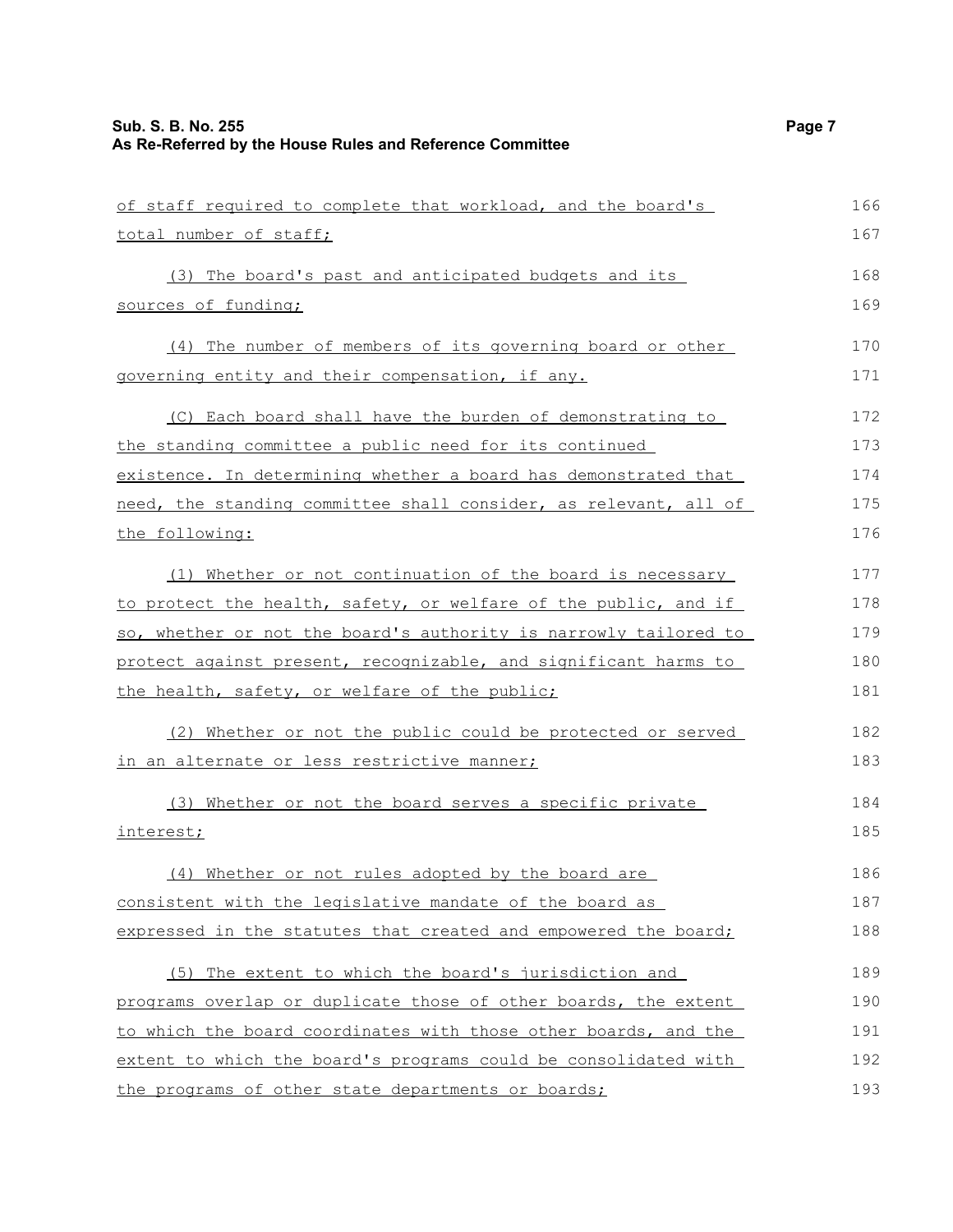of staff required to complete that workload, and the board's total number of staff;

(3) The board's past and anticipated budgets and its sources of funding;

(4) The number of members of its governing board or other governing entity and their compensation, if any.

(C) Each board shall have the burden of demonstrating to the standing committee a public need for its continued existence. In determining whether a board has demonstrated that need, the standing committee shall consider, as relevant, all of the following:

(1) Whether or not continuation of the board is necessary to protect the health, safety, or welfare of the public, and if so, whether or not the board's authority is narrowly tailored to protect against present, recognizable, and significant harms to the health, safety, or welfare of the public;

(2) Whether or not the public could be protected or served in an alternate or less restrictive manner;

(3) Whether or not the board serves a specific private interest;

(4) Whether or not rules adopted by the board are consistent with the legislative mandate of the board as expressed in the statutes that created and empowered the board;

(5) The extent to which the board's jurisdiction and programs overlap or duplicate those of other boards, the extent to which the board coordinates with those other boards, and the extent to which the board's programs could be consolidated with the programs of other state departments or boards;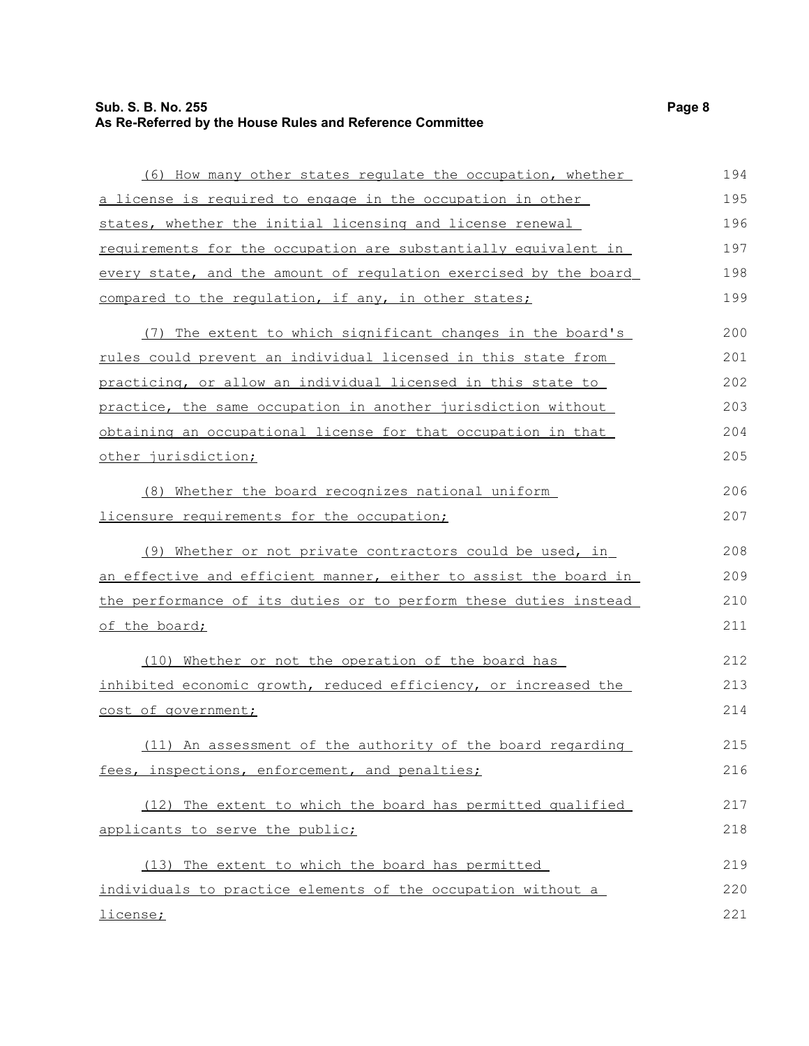(6) How many other states regulate the occupation, whether a license is required to engage in the occupation in other states, whether the initial licensing and license renewal requirements for the occupation are substantially equivalent in every state, and the amount of regulation exercised by the board compared to the regulation, if any, in other states;

(7) The extent to which significant changes in the board's rules could prevent an individual licensed in this state from practicing, or allow an individual licensed in this state to practice, the same occupation in another jurisdiction without obtaining an occupational license for that occupation in that other jurisdiction;

(8) Whether the board recognizes national uniform licensure requirements for the occupation;

(9) Whether or not private contractors could be used, in an effective and efficient manner, either to assist the board in the performance of its duties or to perform these duties instead of the board;

(10) Whether or not the operation of the board has inhibited economic growth, reduced efficiency, or increased the cost of government;

(11) An assessment of the authority of the board regarding fees, inspections, enforcement, and penalties;

(12) The extent to which the board has permitted qualified applicants to serve the public;

(13) The extent to which the board has permitted individuals to practice elements of the occupation without a license;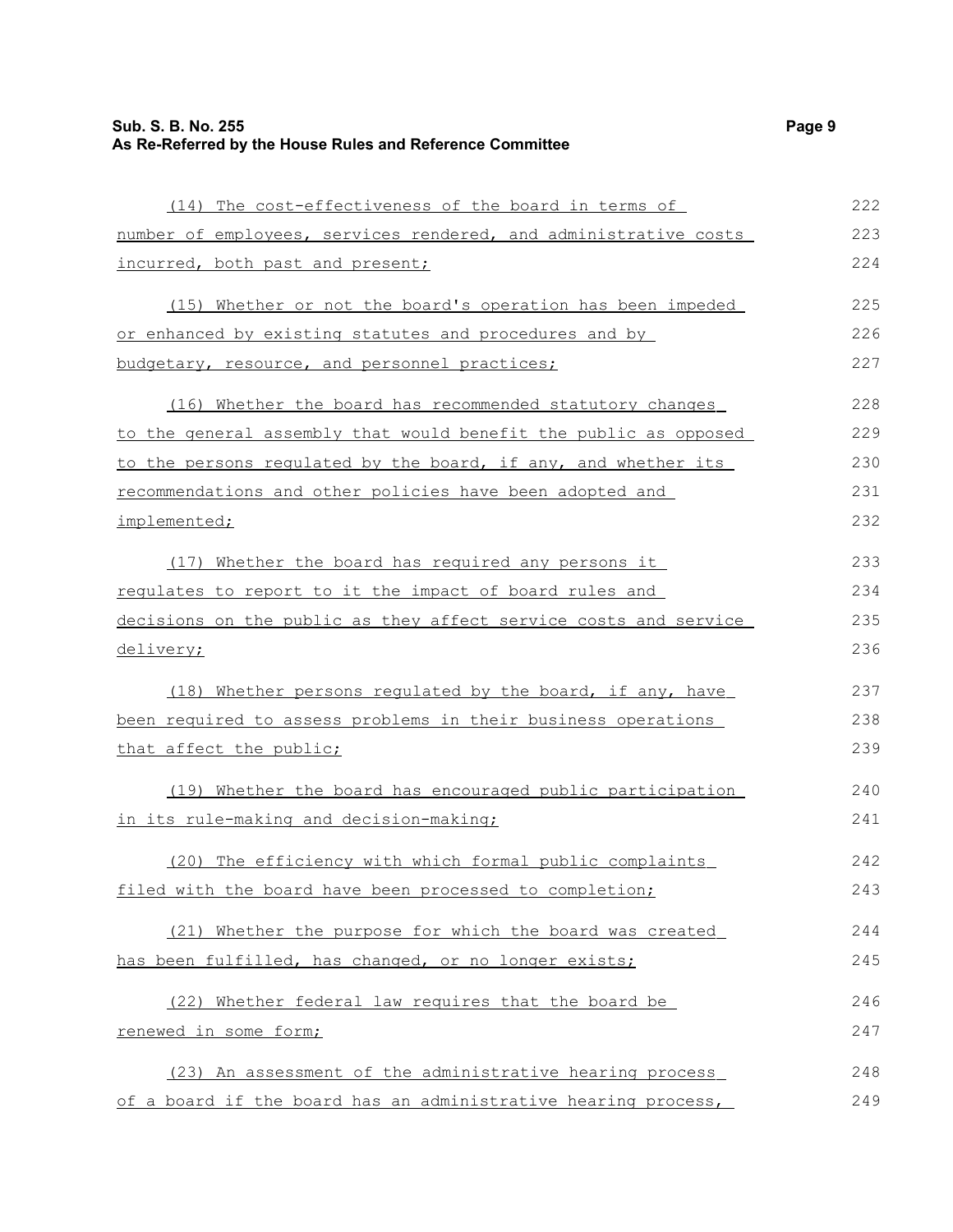(14) The cost-effectiveness of the board in terms of number of employees, services rendered, and administrative costs incurred, both past and present;

(15) Whether or not the board's operation has been impeded or enhanced by existing statutes and procedures and by budgetary, resource, and personnel practices;

(16) Whether the board has recommended statutory changes to the general assembly that would benefit the public as opposed to the persons regulated by the board, if any, and whether its recommendations and other policies have been adopted and implemented;

(17) Whether the board has required any persons it regulates to report to it the impact of board rules and decisions on the public as they affect service costs and service delivery;

(18) Whether persons regulated by the board, if any, have been required to assess problems in their business operations that affect the public;

(19) Whether the board has encouraged public participation in its rule-making and decision-making;

(20) The efficiency with which formal public complaints filed with the board have been processed to completion;

(21) Whether the purpose for which the board was created has been fulfilled, has changed, or no longer exists;

(22) Whether federal law requires that the board be renewed in some form;

(23) An assessment of the administrative hearing process of a board if the board has an administrative hearing process,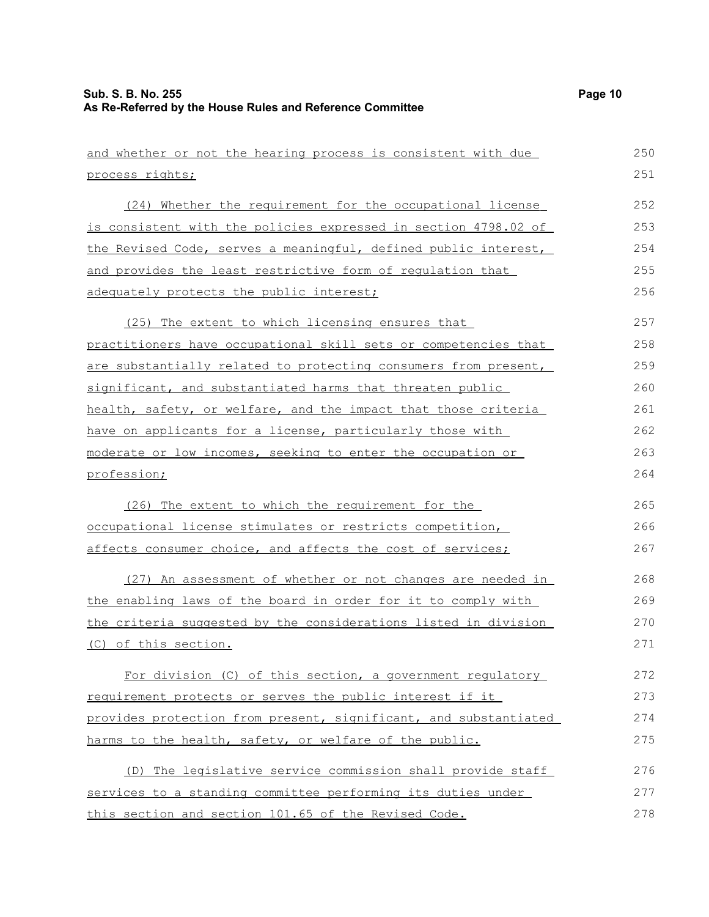and whether or not the hearing process is consistent with due process rights;

(24) Whether the requirement for the occupational license is consistent with the policies expressed in section 4798.02 of the Revised Code, serves a meaningful, defined public interest, and provides the least restrictive form of regulation that adequately protects the public interest;

(25) The extent to which licensing ensures that practitioners have occupational skill sets or competencies that are substantially related to protecting consumers from present, significant, and substantiated harms that threaten public health, safety, or welfare, and the impact that those criteria have on applicants for a license, particularly those with moderate or low incomes, seeking to enter the occupation or profession;

(26) The extent to which the requirement for the occupational license stimulates or restricts competition, affects consumer choice, and affects the cost of services;

(27) An assessment of whether or not changes are needed in the enabling laws of the board in order for it to comply with the criteria suggested by the considerations listed in division (C) of this section.

For division (C) of this section, a government regulatory requirement protects or serves the public interest if it provides protection from present, significant, and substantiated harms to the health, safety, or welfare of the public.

(D) The legislative service commission shall provide staff services to a standing committee performing its duties under this section and section 101.65 of the Revised Code.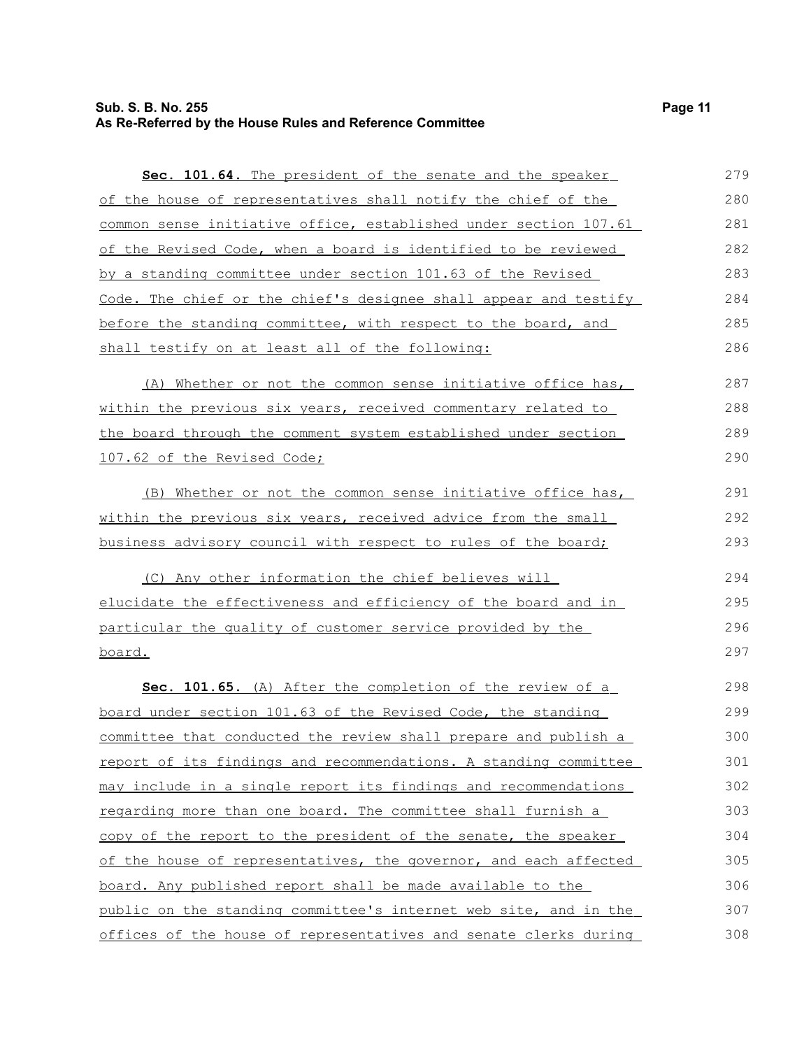**Sec. 101.64.** The president of the senate and the speaker of the house of representatives shall notify the chief of the common sense initiative office, established under section 107.61 of the Revised Code, when a board is identified to be reviewed by a standing committee under section 101.63 of the Revised Code. The chief or the chief's designee shall appear and testify before the standing committee, with respect to the board, and shall testify on at least all of the following:

(A) Whether or not the common sense initiative office has, within the previous six years, received commentary related to the board through the comment system established under section 107.62 of the Revised Code;

(B) Whether or not the common sense initiative office has, within the previous six years, received advice from the small business advisory council with respect to rules of the board;

(C) Any other information the chief believes will elucidate the effectiveness and efficiency of the board and in particular the quality of customer service provided by the board.

**Sec. 101.65.** (A) After the completion of the review of a board under section 101.63 of the Revised Code, the standing committee that conducted the review shall prepare and publish a report of its findings and recommendations. A standing committee may include in a single report its findings and recommendations regarding more than one board. The committee shall furnish a copy of the report to the president of the senate, the speaker of the house of representatives, the governor, and each affected board. Any published report shall be made available to the public on the standing committee's internet web site, and in the offices of the house of representatives and senate clerks during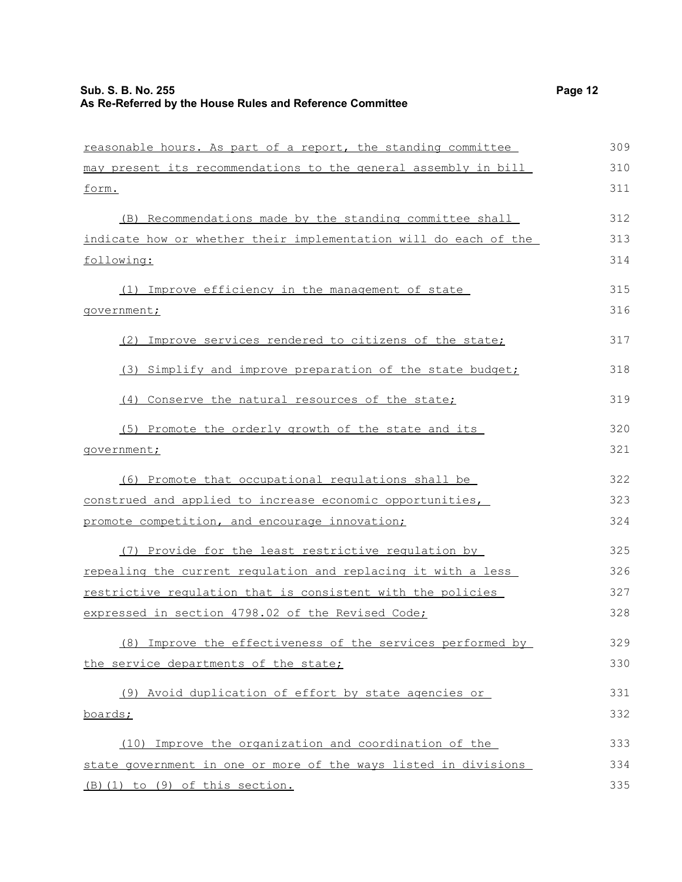reasonable hours. As part of a report, the standing committee may present its recommendations to the general assembly in bill form.

(B) Recommendations made by the standing committee shall indicate how or whether their implementation will do each of the following:

(1) Improve efficiency in the management of state government;

(2) Improve services rendered to citizens of the state;

(3) Simplify and improve preparation of the state budget;

(4) Conserve the natural resources of the state;

(5) Promote the orderly growth of the state and its government;

(6) Promote that occupational regulations shall be construed and applied to increase economic opportunities, promote competition, and encourage innovation;

(7) Provide for the least restrictive regulation by repealing the current regulation and replacing it with a less restrictive regulation that is consistent with the policies expressed in section 4798.02 of the Revised Code;

(8) Improve the effectiveness of the services performed by the service departments of the state;

(9) Avoid duplication of effort by state agencies or boards;

(10) Improve the organization and coordination of the state government in one or more of the ways listed in divisions (B)(1) to (9) of this section.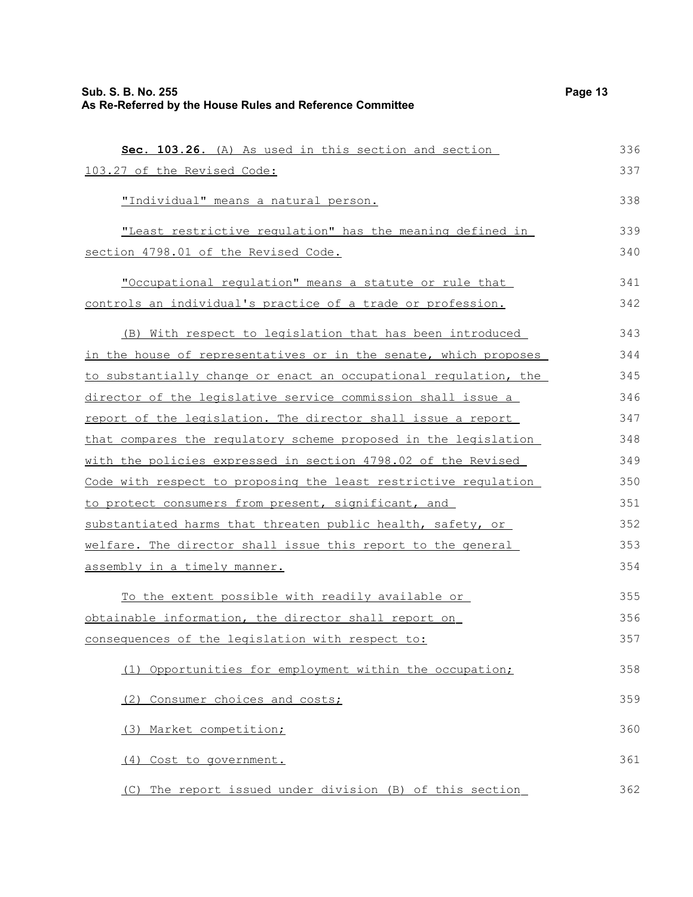**Sec. 103.26.** (A) As used in this section and section 103.27 of the Revised Code:

"Individual" means a natural person.

"Least restrictive regulation" has the meaning defined in section 4798.01 of the Revised Code.

"Occupational regulation" means a statute or rule that controls an individual's practice of a trade or profession.

(B) With respect to legislation that has been introduced in the house of representatives or in the senate, which proposes to substantially change or enact an occupational regulation, the director of the legislative service commission shall issue a report of the legislation. The director shall issue a report that compares the regulatory scheme proposed in the legislation with the policies expressed in section 4798.02 of the Revised Code with respect to proposing the least restrictive regulation to protect consumers from present, significant, and substantiated harms that threaten public health, safety, or welfare. The director shall issue this report to the general assembly in a timely manner.

To the extent possible with readily available or obtainable information, the director shall report on consequences of the legislation with respect to:

(1) Opportunities for employment within the occupation;

(2) Consumer choices and costs;

(3) Market competition;

(4) Cost to government.

(C) The report issued under division (B) of this section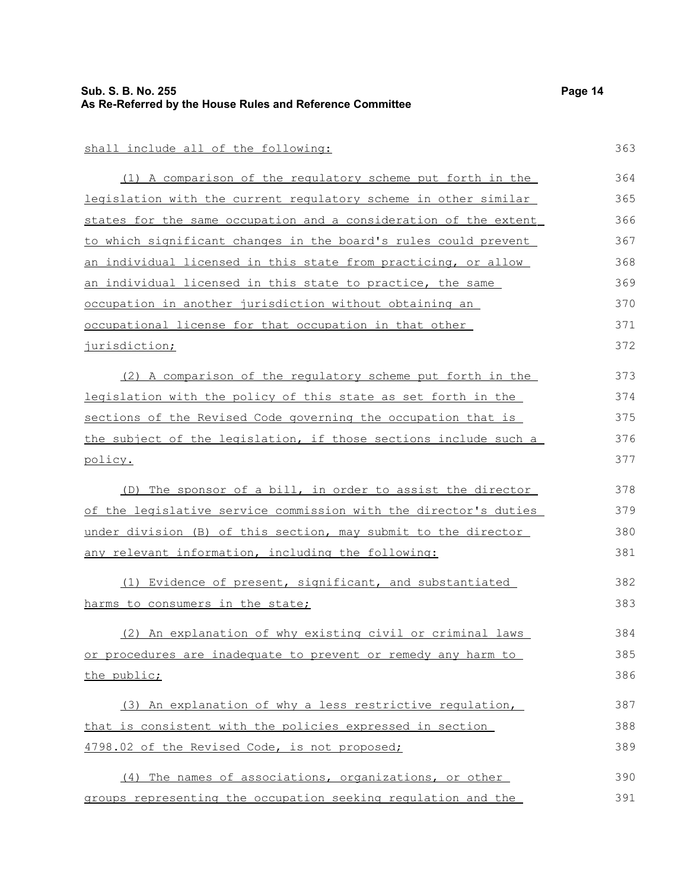shall include all of the following:

(1) A comparison of the regulatory scheme put forth in the legislation with the current regulatory scheme in other similar states for the same occupation and a consideration of the extent to which significant changes in the board's rules could prevent an individual licensed in this state from practicing, or allow an individual licensed in this state to practice, the same occupation in another jurisdiction without obtaining an occupational license for that occupation in that other jurisdiction;

(2) A comparison of the regulatory scheme put forth in the legislation with the policy of this state as set forth in the sections of the Revised Code governing the occupation that is the subject of the legislation, if those sections include such a policy.

(D) The sponsor of a bill, in order to assist the director of the legislative service commission with the director's duties under division (B) of this section, may submit to the director any relevant information, including the following:

(1) Evidence of present, significant, and substantiated harms to consumers in the state;

(2) An explanation of why existing civil or criminal laws or procedures are inadequate to prevent or remedy any harm to the public;

(3) An explanation of why a less restrictive regulation, that is consistent with the policies expressed in section 4798.02 of the Revised Code, is not proposed;

(4) The names of associations, organizations, or other groups representing the occupation seeking regulation and the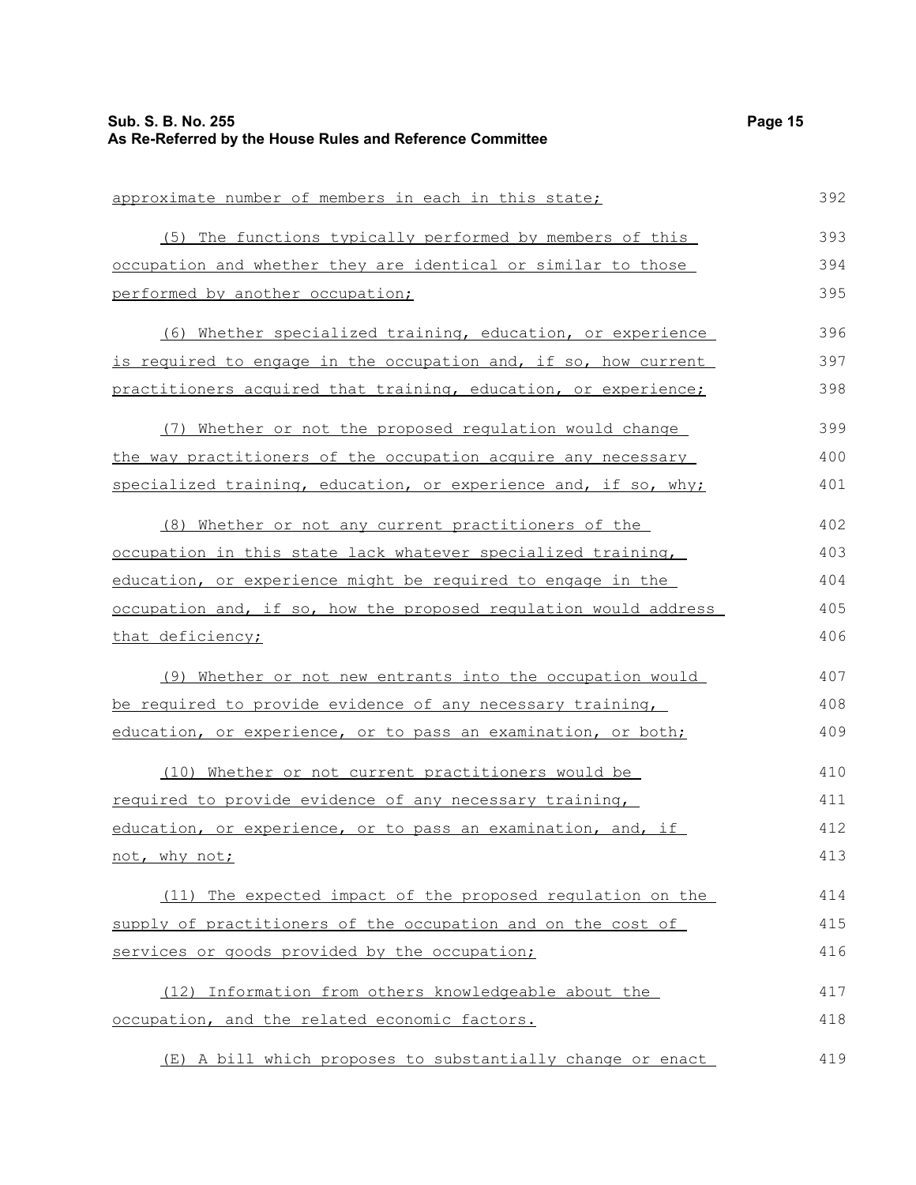approximate number of members in each in this state;

(5) The functions typically performed by members of this occupation and whether they are identical or similar to those performed by another occupation;

(6) Whether specialized training, education, or experience is required to engage in the occupation and, if so, how current practitioners acquired that training, education, or experience;

(7) Whether or not the proposed regulation would change the way practitioners of the occupation acquire any necessary specialized training, education, or experience and, if so, why;

(8) Whether or not any current practitioners of the occupation in this state lack whatever specialized training, education, or experience might be required to engage in the occupation and, if so, how the proposed regulation would address that deficiency;

(9) Whether or not new entrants into the occupation would be required to provide evidence of any necessary training, education, or experience, or to pass an examination, or both;

(10) Whether or not current practitioners would be required to provide evidence of any necessary training, education, or experience, or to pass an examination, and, if not, why not;

(11) The expected impact of the proposed regulation on the supply of practitioners of the occupation and on the cost of services or goods provided by the occupation;

(12) Information from others knowledgeable about the occupation, and the related economic factors.

(E) A bill which proposes to substantially change or enact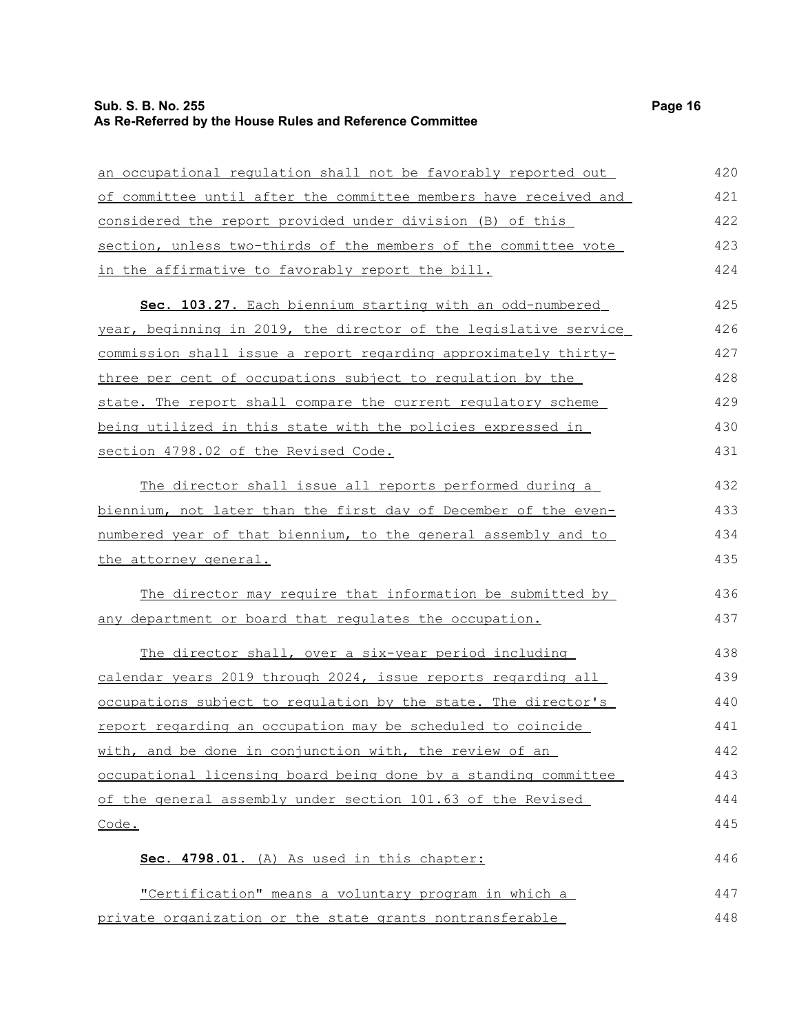an occupational regulation shall not be favorably reported out of committee until after the committee members have received and considered the report provided under division (B) of this section, unless two-thirds of the members of the committee vote in the affirmative to favorably report the bill.

**Sec. 103.27.** Each biennium starting with an odd-numbered year, beginning in 2019, the director of the legislative service commission shall issue a report regarding approximately thirty-three per cent of occupations subject to regulation by the state. The report shall compare the current regulatory scheme being utilized in this state with the policies expressed in section 4798.02 of the Revised Code.

The director shall issue all reports performed during a biennium, not later than the first day of December of the even-numbered year of that biennium, to the general assembly and to the attorney general.

The director may require that information be submitted by any department or board that regulates the occupation.

The director shall, over a six-year period including calendar years 2019 through 2024, issue reports regarding all occupations subject to regulation by the state. The director's report regarding an occupation may be scheduled to coincide with, and be done in conjunction with, the review of an occupational licensing board being done by a standing committee of the general assembly under section 101.63 of the Revised Code.

**Sec. 4798.01.** (A) As used in this chapter:

"Certification" means a voluntary program in which a private organization or the state grants nontransferable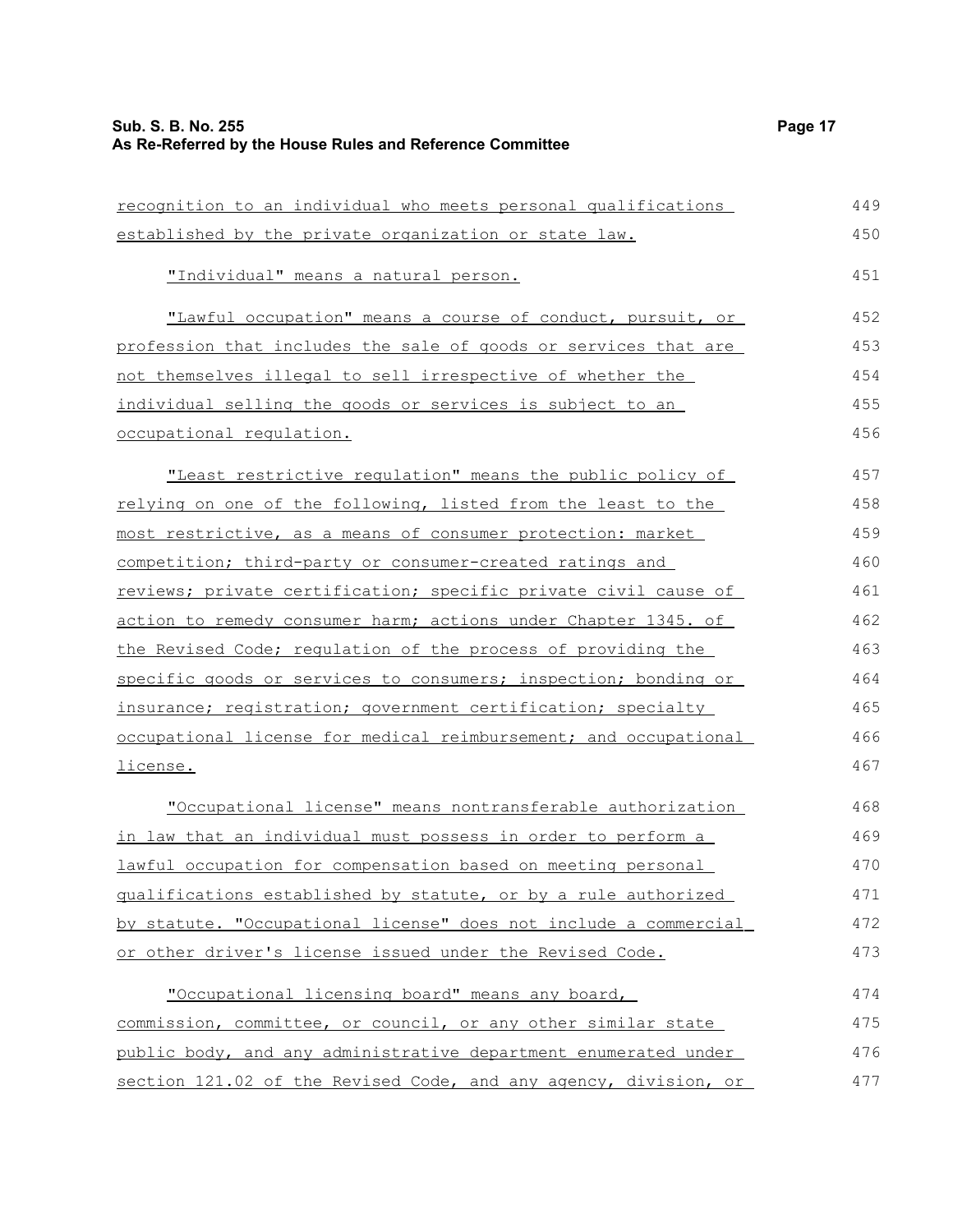recognition to an individual who meets personal qualifications established by the private organization or state law.

"Individual" means a natural person.

"Lawful occupation" means a course of conduct, pursuit, or profession that includes the sale of goods or services that are not themselves illegal to sell irrespective of whether the individual selling the goods or services is subject to an occupational regulation.

"Least restrictive regulation" means the public policy of relying on one of the following, listed from the least to the most restrictive, as a means of consumer protection: market competition; third-party or consumer-created ratings and reviews; private certification; specific private civil cause of action to remedy consumer harm; actions under Chapter 1345. of the Revised Code; regulation of the process of providing the specific goods or services to consumers; inspection; bonding or insurance; registration; government certification; specialty occupational license for medical reimbursement; and occupational license.

"Occupational license" means nontransferable authorization in law that an individual must possess in order to perform a lawful occupation for compensation based on meeting personal qualifications established by statute, or by a rule authorized by statute. "Occupational license" does not include a commercial or other driver's license issued under the Revised Code.

"Occupational licensing board" means any board, commission, committee, or council, or any other similar state public body, and any administrative department enumerated under section 121.02 of the Revised Code, and any agency, division, or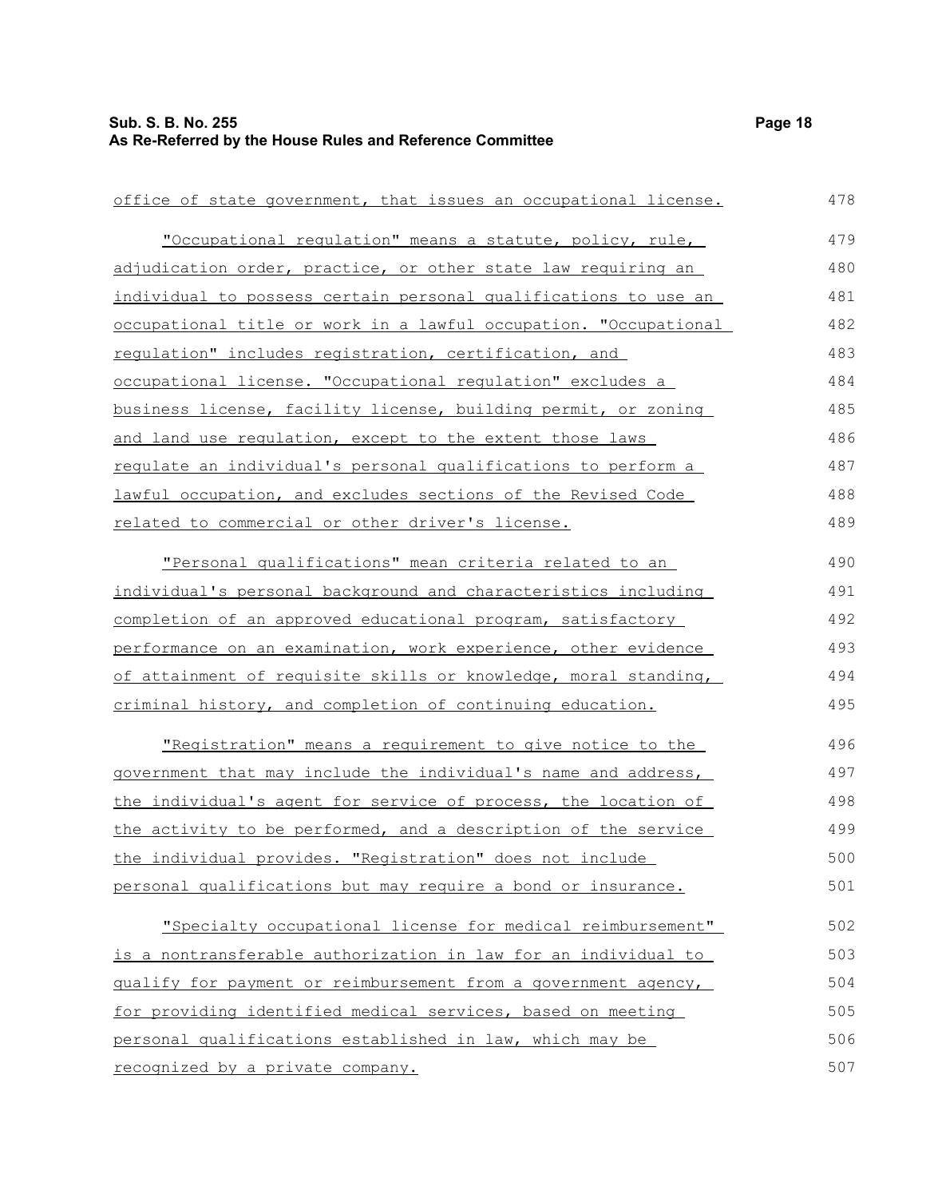office of state government, that issues an occupational license.

"Occupational regulation" means a statute, policy, rule, adjudication order, practice, or other state law requiring an individual to possess certain personal qualifications to use an occupational title or work in a lawful occupation. "Occupational regulation" includes registration, certification, and occupational license. "Occupational regulation" excludes a business license, facility license, building permit, or zoning and land use regulation, except to the extent those laws regulate an individual's personal qualifications to perform a lawful occupation, and excludes sections of the Revised Code related to commercial or other driver's license.

"Personal qualifications" mean criteria related to an individual's personal background and characteristics including completion of an approved educational program, satisfactory performance on an examination, work experience, other evidence of attainment of requisite skills or knowledge, moral standing, criminal history, and completion of continuing education.

"Registration" means a requirement to give notice to the government that may include the individual's name and address, the individual's agent for service of process, the location of the activity to be performed, and a description of the service the individual provides. "Registration" does not include personal qualifications but may require a bond or insurance.

"Specialty occupational license for medical reimbursement" is a nontransferable authorization in law for an individual to qualify for payment or reimbursement from a government agency, for providing identified medical services, based on meeting personal qualifications established in law, which may be recognized by a private company.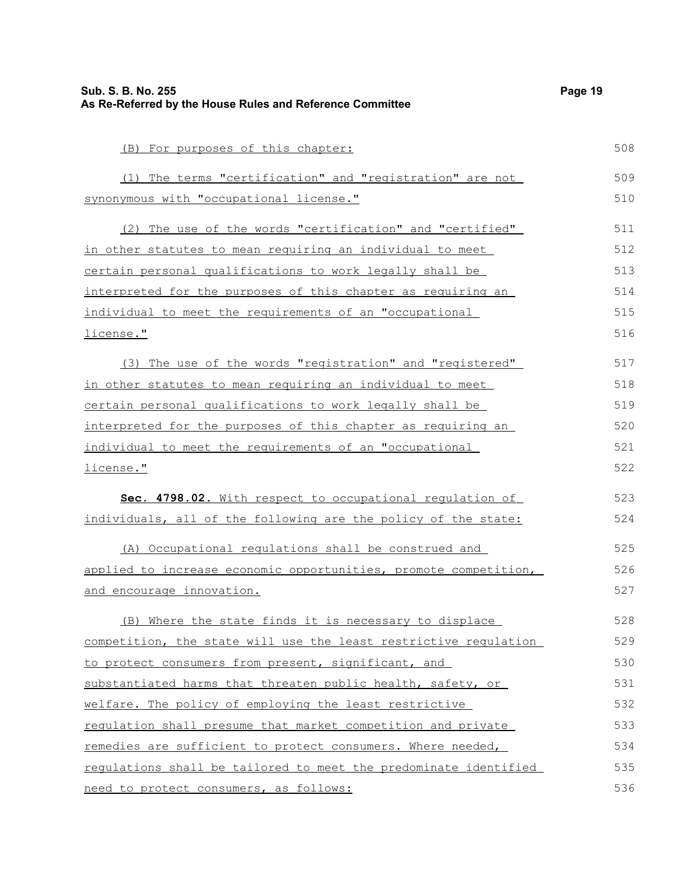(B) For purposes of this chapter:

(1) The terms "certification" and "registration" are not synonymous with "occupational license."

(2) The use of the words "certification" and "certified" in other statutes to mean requiring an individual to meet certain personal qualifications to work legally shall be interpreted for the purposes of this chapter as requiring an individual to meet the requirements of an "occupational license."

(3) The use of the words "registration" and "registered" in other statutes to mean requiring an individual to meet certain personal qualifications to work legally shall be interpreted for the purposes of this chapter as requiring an individual to meet the requirements of an "occupational license."

**Sec. 4798.02.** With respect to occupational regulation of individuals, all of the following are the policy of the state:

(A) Occupational regulations shall be construed and applied to increase economic opportunities, promote competition, and encourage innovation.

(B) Where the state finds it is necessary to displace competition, the state will use the least restrictive regulation to protect consumers from present, significant, and substantiated harms that threaten public health, safety, or welfare. The policy of employing the least restrictive regulation shall presume that market competition and private remedies are sufficient to protect consumers. Where needed, regulations shall be tailored to meet the predominate identified need to protect consumers, as follows: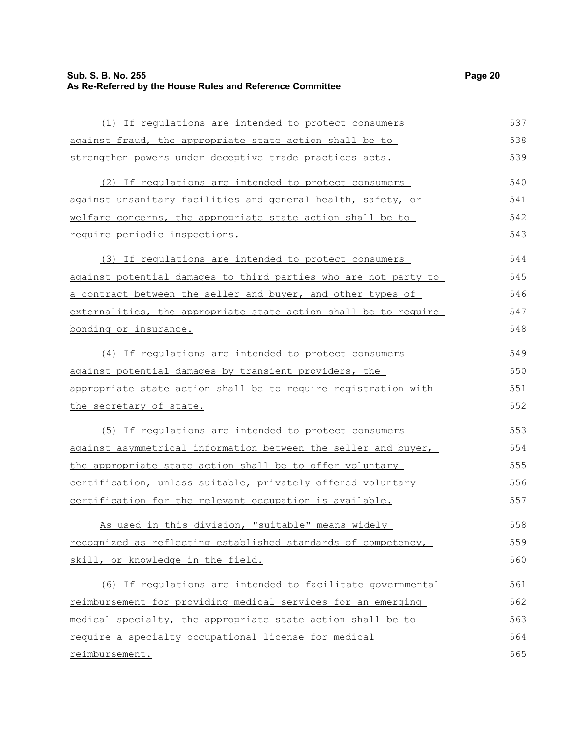(1) If regulations are intended to protect consumers against fraud, the appropriate state action shall be to strengthen powers under deceptive trade practices acts.

(2) If regulations are intended to protect consumers against unsanitary facilities and general health, safety, or welfare concerns, the appropriate state action shall be to require periodic inspections.

(3) If regulations are intended to protect consumers against potential damages to third parties who are not party to a contract between the seller and buyer, and other types of externalities, the appropriate state action shall be to require bonding or insurance.

(4) If regulations are intended to protect consumers against potential damages by transient providers, the appropriate state action shall be to require registration with the secretary of state.

(5) If regulations are intended to protect consumers against asymmetrical information between the seller and buyer, the appropriate state action shall be to offer voluntary certification, unless suitable, privately offered voluntary certification for the relevant occupation is available.

As used in this division, "suitable" means widely recognized as reflecting established standards of competency, skill, or knowledge in the field.

(6) If regulations are intended to facilitate governmental reimbursement for providing medical services for an emerging medical specialty, the appropriate state action shall be to require a specialty occupational license for medical reimbursement.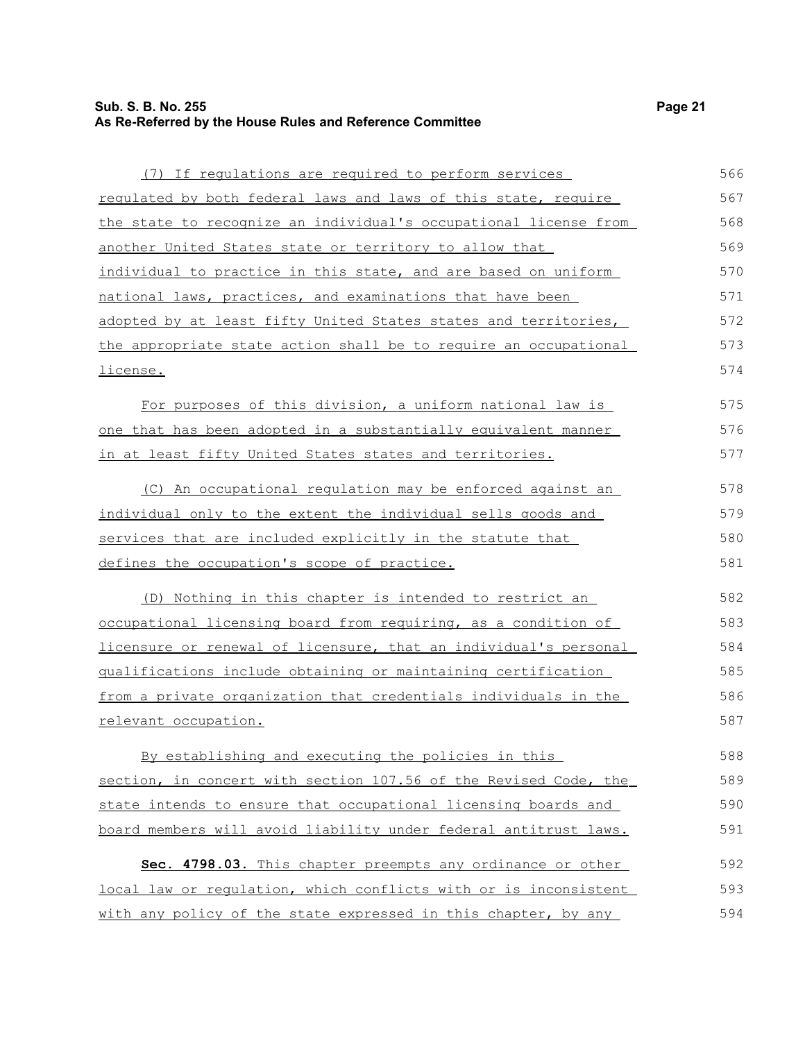(7) If regulations are required to perform services regulated by both federal laws and laws of this state, require the state to recognize an individual's occupational license from another United States state or territory to allow that individual to practice in this state, and are based on uniform national laws, practices, and examinations that have been adopted by at least fifty United States states and territories, the appropriate state action shall be to require an occupational license.

For purposes of this division, a uniform national law is one that has been adopted in a substantially equivalent manner in at least fifty United States states and territories.

(C) An occupational regulation may be enforced against an individual only to the extent the individual sells goods and services that are included explicitly in the statute that defines the occupation's scope of practice.

(D) Nothing in this chapter is intended to restrict an occupational licensing board from requiring, as a condition of licensure or renewal of licensure, that an individual's personal qualifications include obtaining or maintaining certification from a private organization that credentials individuals in the relevant occupation.

By establishing and executing the policies in this section, in concert with section 107.56 of the Revised Code, the state intends to ensure that occupational licensing boards and board members will avoid liability under federal antitrust laws.

**Sec. 4798.03.** This chapter preempts any ordinance or other local law or regulation, which conflicts with or is inconsistent with any policy of the state expressed in this chapter, by any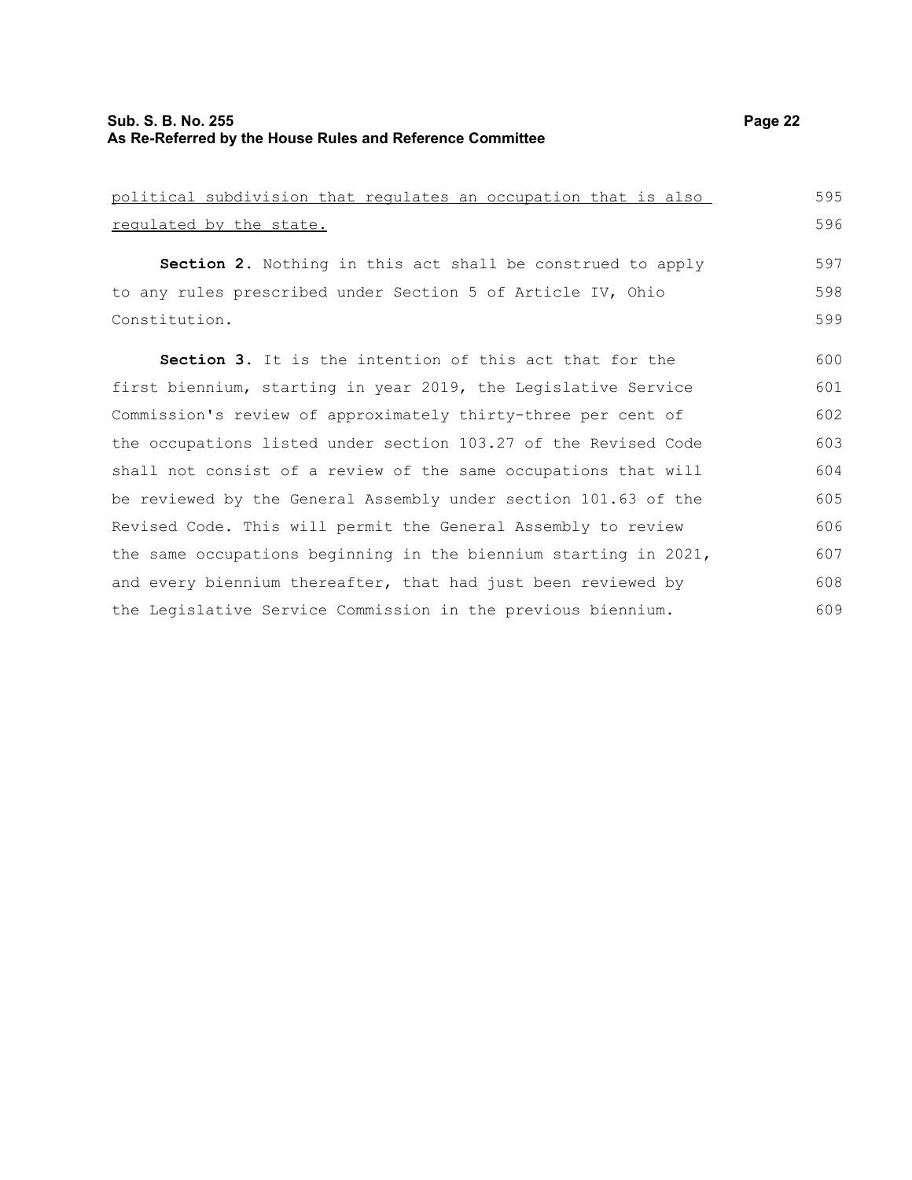political subdivision that regulates an occupation that is also regulated by the state.

**Section 2.** Nothing in this act shall be construed to apply to any rules prescribed under Section 5 of Article IV, Ohio Constitution.

**Section 3.** It is the intention of this act that for the first biennium, starting in year 2019, the Legislative Service Commission's review of approximately thirty-three per cent of the occupations listed under section 103.27 of the Revised Code shall not consist of a review of the same occupations that will be reviewed by the General Assembly under section 101.63 of the Revised Code. This will permit the General Assembly to review the same occupations beginning in the biennium starting in 2021, and every biennium thereafter, that had just been reviewed by the Legislative Service Commission in the previous biennium.